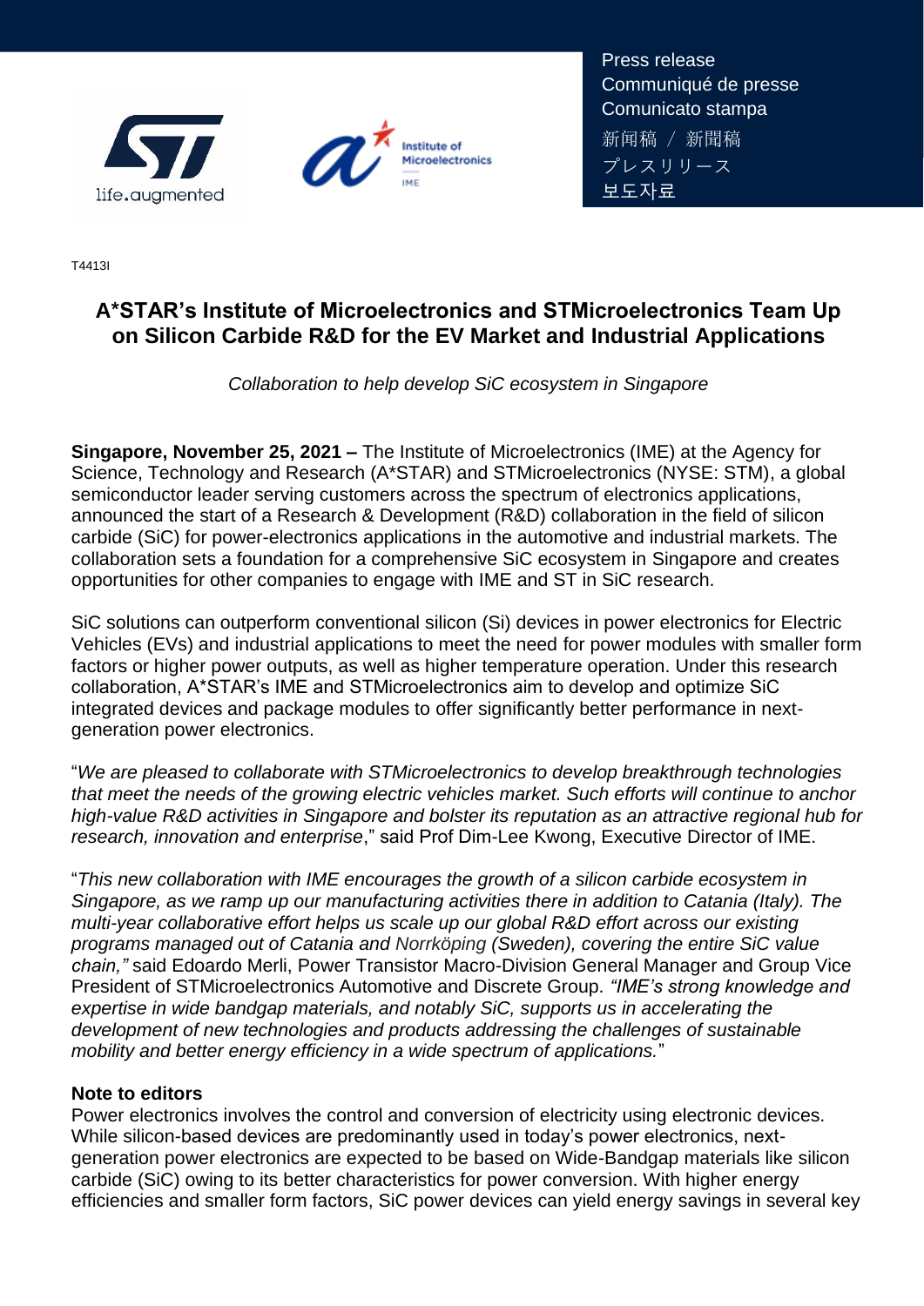Press release
Communiqué de presse
Comunicato stampa
新闻稿 / 新聞稿
プレスリリース
보도자료

T4413I

# A*STAR's Institute of Microelectronics and STMicroelectronics Team Up on Silicon Carbide R&D for the EV Market and Industrial Applications

*Collaboration to help develop SiC ecosystem in Singapore*

**Singapore, November 25, 2021 –** The Institute of Microelectronics (IME) at the Agency for Science, Technology and Research (A*STAR) and STMicroelectronics (NYSE: STM), a global semiconductor leader serving customers across the spectrum of electronics applications, announced the start of a Research & Development (R&D) collaboration in the field of silicon carbide (SiC) for power-electronics applications in the automotive and industrial markets. The collaboration sets a foundation for a comprehensive SiC ecosystem in Singapore and creates opportunities for other companies to engage with IME and ST in SiC research.

SiC solutions can outperform conventional silicon (Si) devices in power electronics for Electric Vehicles (EVs) and industrial applications to meet the need for power modules with smaller form factors or higher power outputs, as well as higher temperature operation. Under this research collaboration, A*STAR's IME and STMicroelectronics aim to develop and optimize SiC integrated devices and package modules to offer significantly better performance in next-generation power electronics.

"*We are pleased to collaborate with STMicroelectronics to develop breakthrough technologies that meet the needs of the growing electric vehicles market. Such efforts will continue to anchor high-value R&D activities in Singapore and bolster its reputation as an attractive regional hub for research, innovation and enterprise*," said Prof Dim-Lee Kwong, Executive Director of IME.

"*This new collaboration with IME encourages the growth of a silicon carbide ecosystem in Singapore, as we ramp up our manufacturing activities there in addition to Catania (Italy). The multi-year collaborative effort helps us scale up our global R&D effort across our existing programs managed out of Catania and Norrköping (Sweden), covering the entire SiC value chain,"* said Edoardo Merli, Power Transistor Macro-Division General Manager and Group Vice President of STMicroelectronics Automotive and Discrete Group. *"IME's strong knowledge and expertise in wide bandgap materials, and notably SiC, supports us in accelerating the development of new technologies and products addressing the challenges of sustainable mobility and better energy efficiency in a wide spectrum of applications.*"

**Note to editors**
Power electronics involves the control and conversion of electricity using electronic devices. While silicon-based devices are predominantly used in today's power electronics, next-generation power electronics are expected to be based on Wide-Bandgap materials like silicon carbide (SiC) owing to its better characteristics for power conversion. With higher energy efficiencies and smaller form factors, SiC power devices can yield energy savings in several key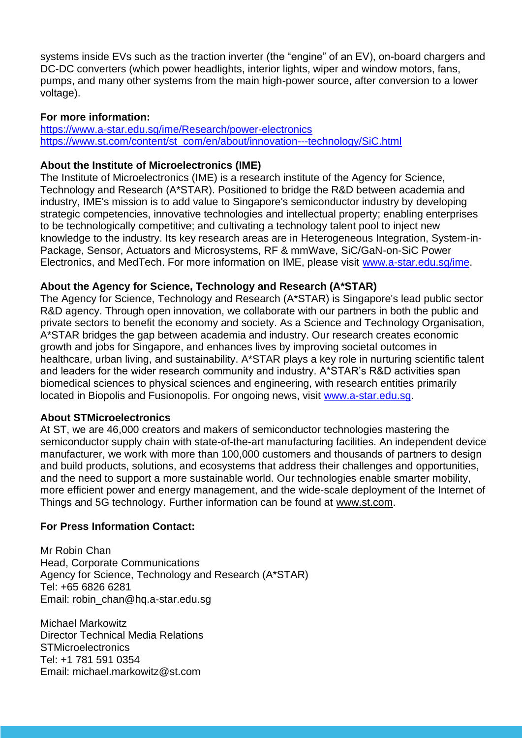systems inside EVs such as the traction inverter (the "engine" of an EV), on-board chargers and DC-DC converters (which power headlights, interior lights, wiper and window motors, fans, pumps, and many other systems from the main high-power source, after conversion to a lower voltage).

**For more information:**
https://www.a-star.edu.sg/ime/Research/power-electronics
https://www.st.com/content/st_com/en/about/innovation---technology/SiC.html

**About the Institute of Microelectronics (IME)**
The Institute of Microelectronics (IME) is a research institute of the Agency for Science, Technology and Research (A*STAR). Positioned to bridge the R&D between academia and industry, IME's mission is to add value to Singapore's semiconductor industry by developing strategic competencies, innovative technologies and intellectual property; enabling enterprises to be technologically competitive; and cultivating a technology talent pool to inject new knowledge to the industry. Its key research areas are in Heterogeneous Integration, System-in-Package, Sensor, Actuators and Microsystems, RF & mmWave, SiC/GaN-on-SiC Power Electronics, and MedTech. For more information on IME, please visit www.a-star.edu.sg/ime.

**About the Agency for Science, Technology and Research (A*STAR)**
The Agency for Science, Technology and Research (A*STAR) is Singapore's lead public sector R&D agency. Through open innovation, we collaborate with our partners in both the public and private sectors to benefit the economy and society. As a Science and Technology Organisation, A*STAR bridges the gap between academia and industry. Our research creates economic growth and jobs for Singapore, and enhances lives by improving societal outcomes in healthcare, urban living, and sustainability. A*STAR plays a key role in nurturing scientific talent and leaders for the wider research community and industry. A*STAR's R&D activities span biomedical sciences to physical sciences and engineering, with research entities primarily located in Biopolis and Fusionopolis. For ongoing news, visit www.a-star.edu.sg.

**About STMicroelectronics**
At ST, we are 46,000 creators and makers of semiconductor technologies mastering the semiconductor supply chain with state-of-the-art manufacturing facilities. An independent device manufacturer, we work with more than 100,000 customers and thousands of partners to design and build products, solutions, and ecosystems that address their challenges and opportunities, and the need to support a more sustainable world. Our technologies enable smarter mobility, more efficient power and energy management, and the wide-scale deployment of the Internet of Things and 5G technology. Further information can be found at www.st.com.

**For Press Information Contact:**

Mr Robin Chan
Head, Corporate Communications
Agency for Science, Technology and Research (A*STAR)
Tel: +65 6826 6281
Email: robin_chan@hq.a-star.edu.sg

Michael Markowitz
Director Technical Media Relations
STMicroelectronics
Tel: +1 781 591 0354
Email: michael.markowitz@st.com